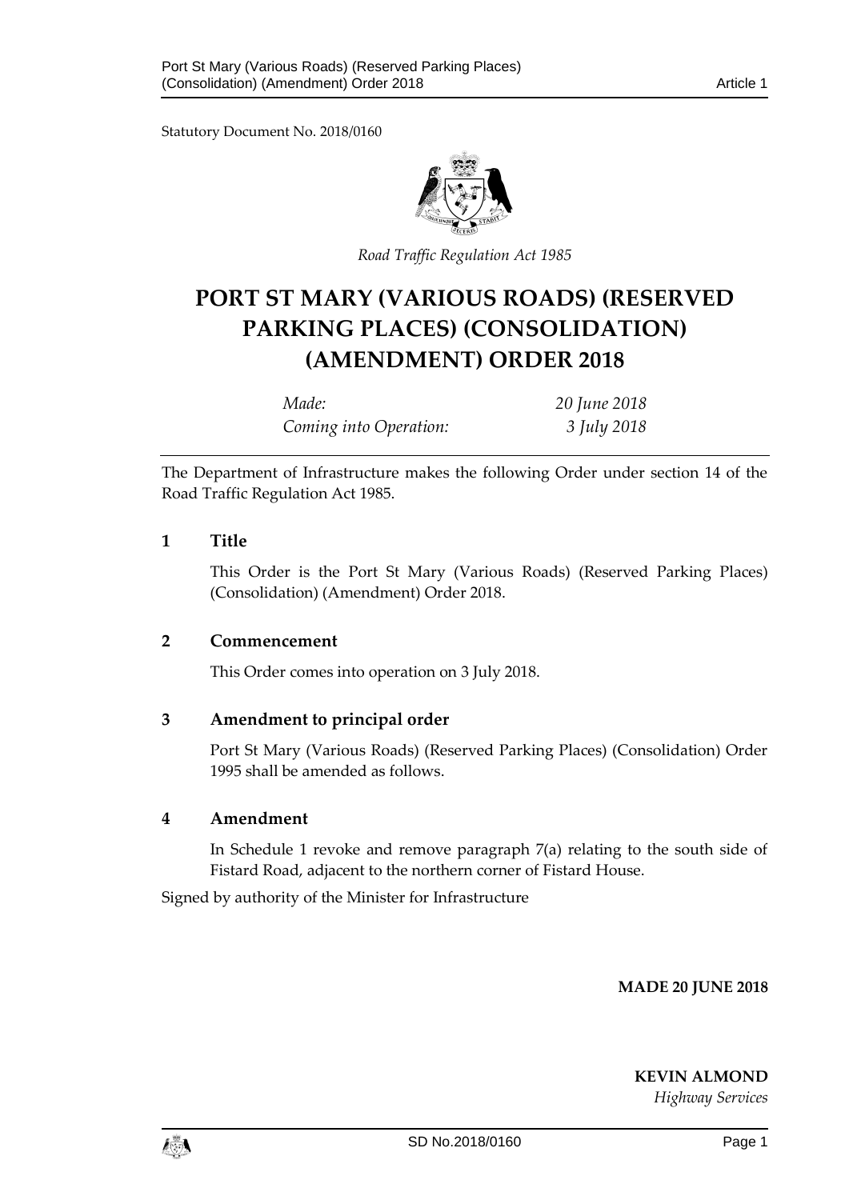Statutory Document No. 2018/0160

*Road Traffic Regulation Act 1985*

# PORT ST MARY (VARIOUS ROADS) (RESERVED PARKING PLACES) (CONSOLIDATION) (AMENDMENT) ORDER 2018

| | |
|---|---|
| *Made:* | *20 June 2018* |
| *Coming into Operation:* | *3 July 2018* |

The Department of Infrastructure makes the following Order under section 14 of the Road Traffic Regulation Act 1985.

## 1 Title

This Order is the Port St Mary (Various Roads) (Reserved Parking Places) (Consolidation) (Amendment) Order 2018.

## 2 Commencement

This Order comes into operation on 3 July 2018.

## 3 Amendment to principal order

Port St Mary (Various Roads) (Reserved Parking Places) (Consolidation) Order 1995 shall be amended as follows.

## 4 Amendment

In Schedule 1 revoke and remove paragraph 7(a) relating to the south side of Fistard Road, adjacent to the northern corner of Fistard House.

Signed by authority of the Minister for Infrastructure

**MADE 20 JUNE 2018**

**KEVIN ALMOND**
*Highway Services*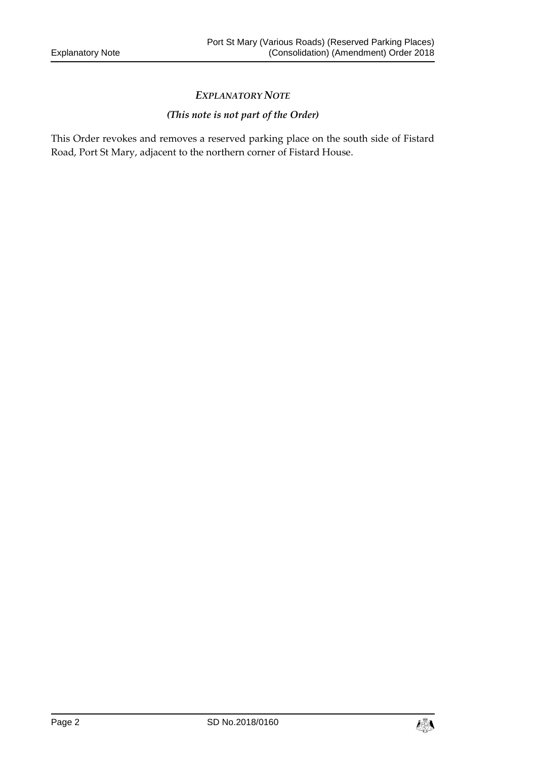## *EXPLANATORY NOTE*

### *(This note is not part of the Order)*

This Order revokes and removes a reserved parking place on the south side of Fistard Road, Port St Mary, adjacent to the northern corner of Fistard House.